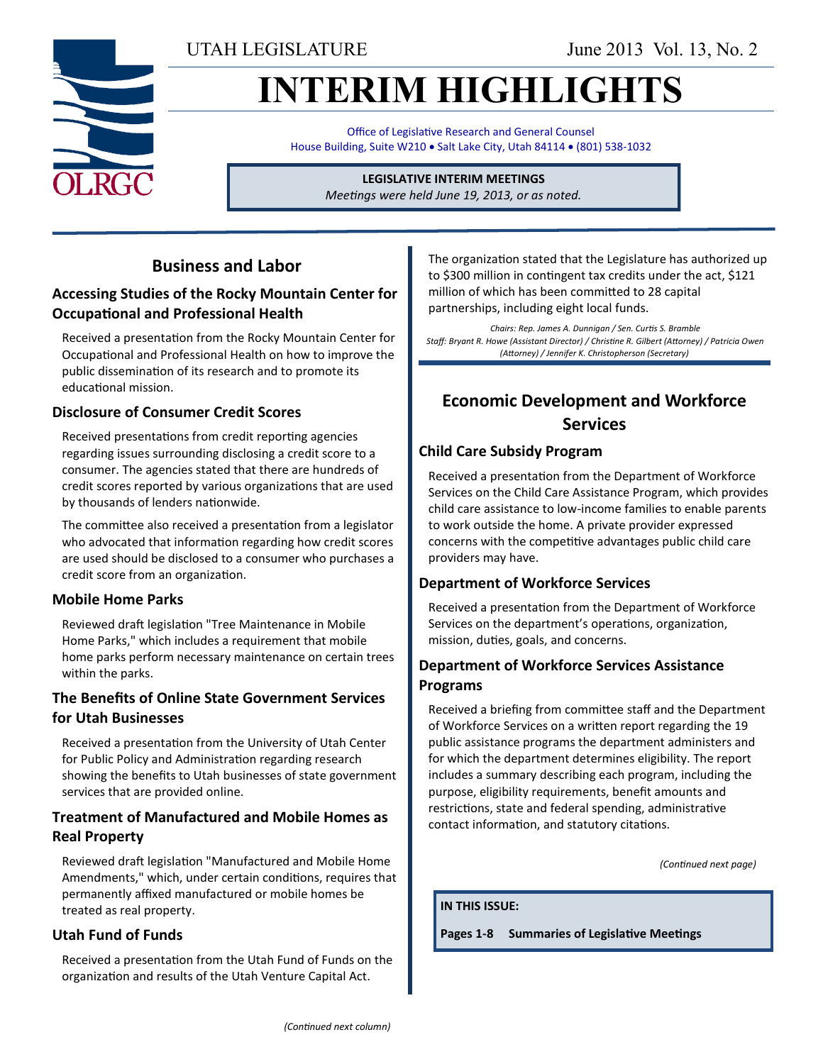UTAH LEGISLATURE

June 2013 Vol. 13, No. 2

# INTERIM HIGHLIGHTS

Office of Legislative Research and General Counsel
House Building, Suite W210 • Salt Lake City, Utah 84114 • (801) 538-1032

**LEGISLATIVE INTERIM MEETINGS**
*Meetings were held June 19, 2013, or as noted.*

## Business and Labor

### Accessing Studies of the Rocky Mountain Center for Occupational and Professional Health

Received a presentation from the Rocky Mountain Center for Occupational and Professional Health on how to improve the public dissemination of its research and to promote its educational mission.

### Disclosure of Consumer Credit Scores

Received presentations from credit reporting agencies regarding issues surrounding disclosing a credit score to a consumer. The agencies stated that there are hundreds of credit scores reported by various organizations that are used by thousands of lenders nationwide.

The committee also received a presentation from a legislator who advocated that information regarding how credit scores are used should be disclosed to a consumer who purchases a credit score from an organization.

### Mobile Home Parks

Reviewed draft legislation "Tree Maintenance in Mobile Home Parks," which includes a requirement that mobile home parks perform necessary maintenance on certain trees within the parks.

### The Benefits of Online State Government Services for Utah Businesses

Received a presentation from the University of Utah Center for Public Policy and Administration regarding research showing the benefits to Utah businesses of state government services that are provided online.

### Treatment of Manufactured and Mobile Homes as Real Property

Reviewed draft legislation "Manufactured and Mobile Home Amendments," which, under certain conditions, requires that permanently affixed manufactured or mobile homes be treated as real property.

### Utah Fund of Funds

Received a presentation from the Utah Fund of Funds on the organization and results of the Utah Venture Capital Act.

The organization stated that the Legislature has authorized up to $300 million in contingent tax credits under the act, $121 million of which has been committed to 28 capital partnerships, including eight local funds.

*Chairs: Rep. James A. Dunnigan / Sen. Curtis S. Bramble*
*Staff: Bryant R. Howe (Assistant Director) / Christine R. Gilbert (Attorney) / Patricia Owen (Attorney) / Jennifer K. Christopherson (Secretary)*

## Economic Development and Workforce Services

### Child Care Subsidy Program

Received a presentation from the Department of Workforce Services on the Child Care Assistance Program, which provides child care assistance to low-income families to enable parents to work outside the home. A private provider expressed concerns with the competitive advantages public child care providers may have.

### Department of Workforce Services

Received a presentation from the Department of Workforce Services on the department's operations, organization, mission, duties, goals, and concerns.

### Department of Workforce Services Assistance Programs

Received a briefing from committee staff and the Department of Workforce Services on a written report regarding the 19 public assistance programs the department administers and for which the department determines eligibility. The report includes a summary describing each program, including the purpose, eligibility requirements, benefit amounts and restrictions, state and federal spending, administrative contact information, and statutory citations.

*(Continued next page)*

**IN THIS ISSUE:**

**Pages 1-8 Summaries of Legislative Meetings**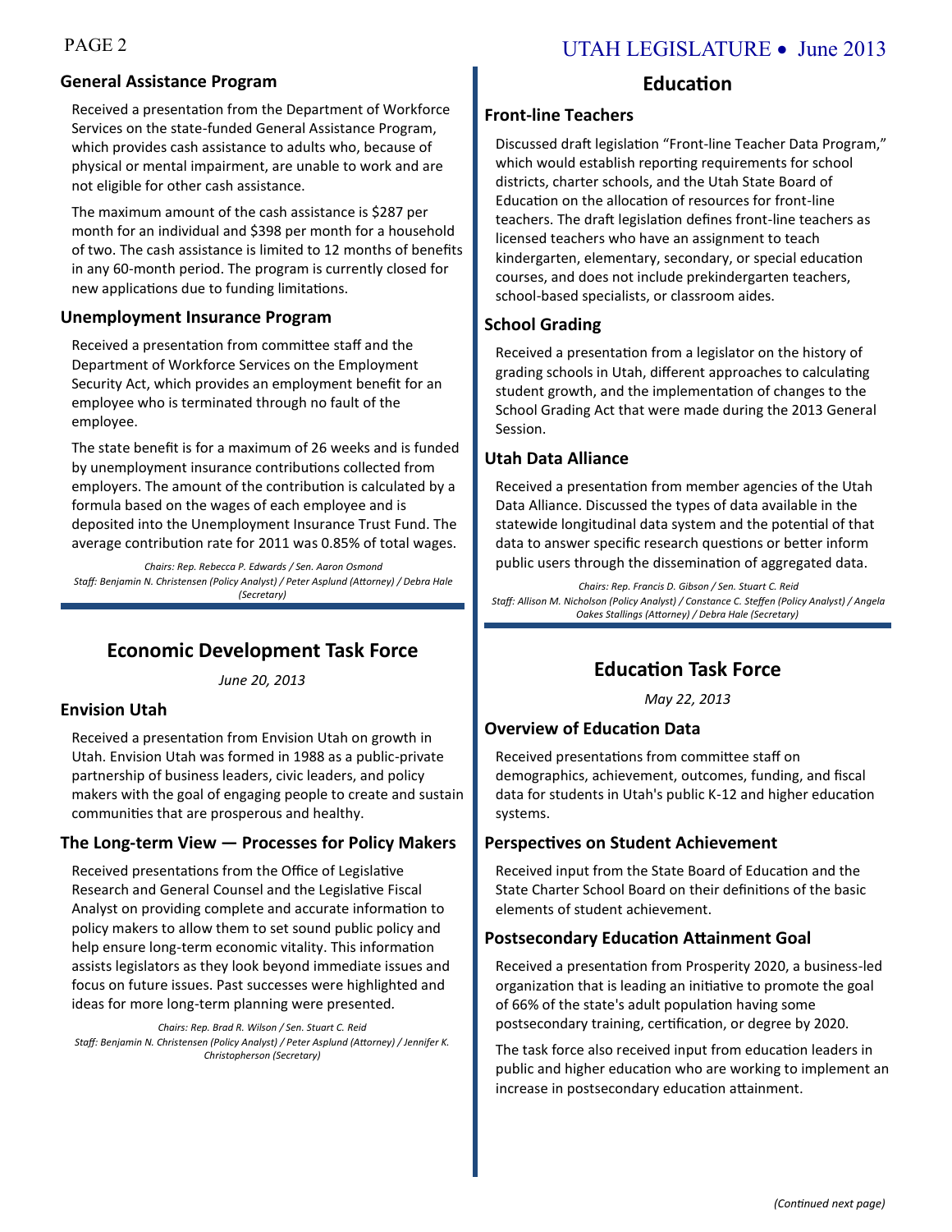### General Assistance Program

Received a presentation from the Department of Workforce Services on the state-funded General Assistance Program, which provides cash assistance to adults who, because of physical or mental impairment, are unable to work and are not eligible for other cash assistance.

The maximum amount of the cash assistance is $287 per month for an individual and $398 per month for a household of two. The cash assistance is limited to 12 months of benefits in any 60-month period. The program is currently closed for new applications due to funding limitations.

### Unemployment Insurance Program

Received a presentation from committee staff and the Department of Workforce Services on the Employment Security Act, which provides an employment benefit for an employee who is terminated through no fault of the employee.

The state benefit is for a maximum of 26 weeks and is funded by unemployment insurance contributions collected from employers. The amount of the contribution is calculated by a formula based on the wages of each employee and is deposited into the Unemployment Insurance Trust Fund. The average contribution rate for 2011 was 0.85% of total wages.

*Chairs: Rep. Rebecca P. Edwards / Sen. Aaron Osmond*
*Staff: Benjamin N. Christensen (Policy Analyst) / Peter Asplund (Attorney) / Debra Hale (Secretary)*

## Economic Development Task Force

*June 20, 2013*

### Envision Utah

Received a presentation from Envision Utah on growth in Utah. Envision Utah was formed in 1988 as a public-private partnership of business leaders, civic leaders, and policy makers with the goal of engaging people to create and sustain communities that are prosperous and healthy.

### The Long-term View — Processes for Policy Makers

Received presentations from the Office of Legislative Research and General Counsel and the Legislative Fiscal Analyst on providing complete and accurate information to policy makers to allow them to set sound public policy and help ensure long-term economic vitality. This information assists legislators as they look beyond immediate issues and focus on future issues. Past successes were highlighted and ideas for more long-term planning were presented.

*Chairs: Rep. Brad R. Wilson / Sen. Stuart C. Reid*
*Staff: Benjamin N. Christensen (Policy Analyst) / Peter Asplund (Attorney) / Jennifer K. Christopherson (Secretary)*

## Education

### Front-line Teachers

Discussed draft legislation "Front-line Teacher Data Program," which would establish reporting requirements for school districts, charter schools, and the Utah State Board of Education on the allocation of resources for front-line teachers. The draft legislation defines front-line teachers as licensed teachers who have an assignment to teach kindergarten, elementary, secondary, or special education courses, and does not include prekindergarten teachers, school-based specialists, or classroom aides.

### School Grading

Received a presentation from a legislator on the history of grading schools in Utah, different approaches to calculating student growth, and the implementation of changes to the School Grading Act that were made during the 2013 General Session.

### Utah Data Alliance

Received a presentation from member agencies of the Utah Data Alliance. Discussed the types of data available in the statewide longitudinal data system and the potential of that data to answer specific research questions or better inform public users through the dissemination of aggregated data.

*Chairs: Rep. Francis D. Gibson / Sen. Stuart C. Reid*
*Staff: Allison M. Nicholson (Policy Analyst) / Constance C. Steffen (Policy Analyst) / Angela Oakes Stallings (Attorney) / Debra Hale (Secretary)*

## Education Task Force

*May 22, 2013*

### Overview of Education Data

Received presentations from committee staff on demographics, achievement, outcomes, funding, and fiscal data for students in Utah's public K-12 and higher education systems.

### Perspectives on Student Achievement

Received input from the State Board of Education and the State Charter School Board on their definitions of the basic elements of student achievement.

### Postsecondary Education Attainment Goal

Received a presentation from Prosperity 2020, a business-led organization that is leading an initiative to promote the goal of 66% of the state's adult population having some postsecondary training, certification, or degree by 2020.

The task force also received input from education leaders in public and higher education who are working to implement an increase in postsecondary education attainment.

*(Continued next page)*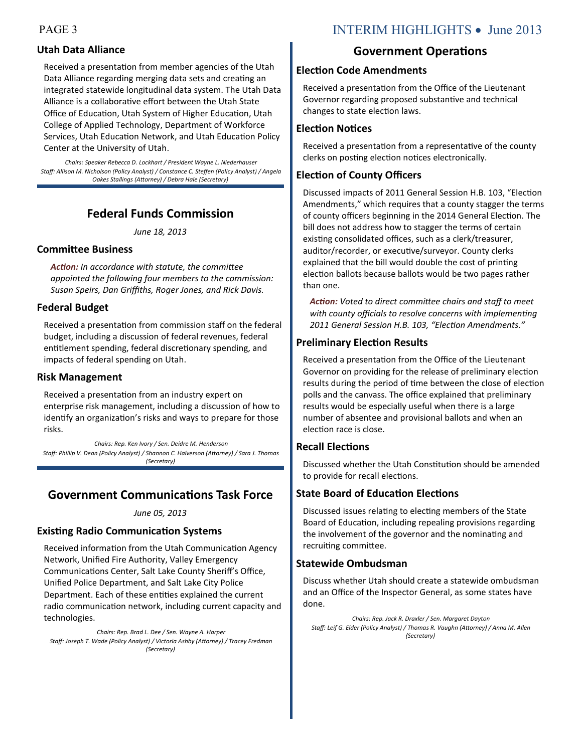### Utah Data Alliance

Received a presentation from member agencies of the Utah Data Alliance regarding merging data sets and creating an integrated statewide longitudinal data system. The Utah Data Alliance is a collaborative effort between the Utah State Office of Education, Utah System of Higher Education, Utah College of Applied Technology, Department of Workforce Services, Utah Education Network, and Utah Education Policy Center at the University of Utah.

*Chairs: Speaker Rebecca D. Lockhart / President Wayne L. Niederhauser*
*Staff: Allison M. Nicholson (Policy Analyst) / Constance C. Steffen (Policy Analyst) / Angela Oakes Stallings (Attorney) / Debra Hale (Secretary)*

## Federal Funds Commission

*June 18, 2013*

### Committee Business

***Action:*** *In accordance with statute, the committee appointed the following four members to the commission: Susan Speirs, Dan Griffiths, Roger Jones, and Rick Davis.*

### Federal Budget

Received a presentation from commission staff on the federal budget, including a discussion of federal revenues, federal entitlement spending, federal discretionary spending, and impacts of federal spending on Utah.

### Risk Management

Received a presentation from an industry expert on enterprise risk management, including a discussion of how to identify an organization's risks and ways to prepare for those risks.

*Chairs: Rep. Ken Ivory / Sen. Deidre M. Henderson*
*Staff: Phillip V. Dean (Policy Analyst) / Shannon C. Halverson (Attorney) / Sara J. Thomas (Secretary)*

## Government Communications Task Force

*June 05, 2013*

### Existing Radio Communication Systems

Received information from the Utah Communication Agency Network, Unified Fire Authority, Valley Emergency Communications Center, Salt Lake County Sheriff's Office, Unified Police Department, and Salt Lake City Police Department. Each of these entities explained the current radio communication network, including current capacity and technologies.

*Chairs: Rep. Brad L. Dee / Sen. Wayne A. Harper*
*Staff: Joseph T. Wade (Policy Analyst) / Victoria Ashby (Attorney) / Tracey Fredman (Secretary)*

## Government Operations

### Election Code Amendments

Received a presentation from the Office of the Lieutenant Governor regarding proposed substantive and technical changes to state election laws.

### Election Notices

Received a presentation from a representative of the county clerks on posting election notices electronically.

### Election of County Officers

Discussed impacts of 2011 General Session H.B. 103, "Election Amendments," which requires that a county stagger the terms of county officers beginning in the 2014 General Election. The bill does not address how to stagger the terms of certain existing consolidated offices, such as a clerk/treasurer, auditor/recorder, or executive/surveyor. County clerks explained that the bill would double the cost of printing election ballots because ballots would be two pages rather than one.

***Action:*** *Voted to direct committee chairs and staff to meet with county officials to resolve concerns with implementing 2011 General Session H.B. 103, "Election Amendments."*

### Preliminary Election Results

Received a presentation from the Office of the Lieutenant Governor on providing for the release of preliminary election results during the period of time between the close of election polls and the canvass. The office explained that preliminary results would be especially useful when there is a large number of absentee and provisional ballots and when an election race is close.

### Recall Elections

Discussed whether the Utah Constitution should be amended to provide for recall elections.

### State Board of Education Elections

Discussed issues relating to electing members of the State Board of Education, including repealing provisions regarding the involvement of the governor and the nominating and recruiting committee.

### Statewide Ombudsman

Discuss whether Utah should create a statewide ombudsman and an Office of the Inspector General, as some states have done.

*Chairs: Rep. Jack R. Draxler / Sen. Margaret Dayton*
*Staff: Leif G. Elder (Policy Analyst) / Thomas R. Vaughn (Attorney) / Anna M. Allen (Secretary)*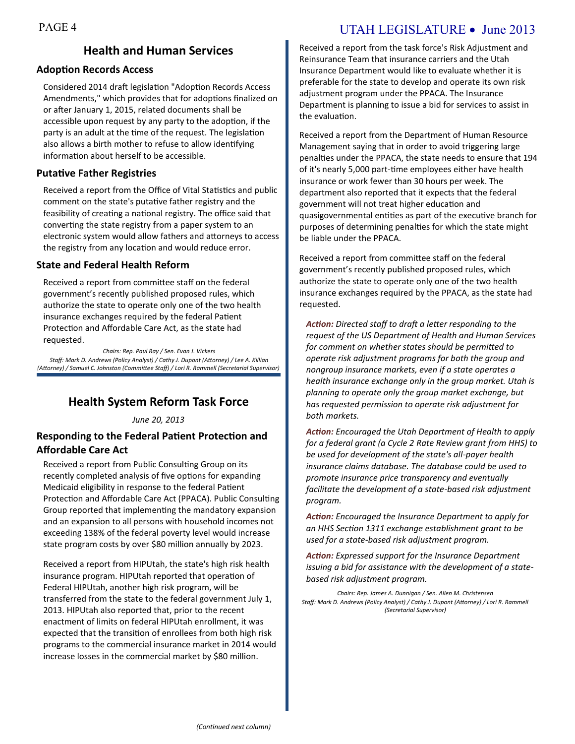## Health and Human Services

### Adoption Records Access

Considered 2014 draft legislation "Adoption Records Access Amendments," which provides that for adoptions finalized on or after January 1, 2015, related documents shall be accessible upon request by any party to the adoption, if the party is an adult at the time of the request. The legislation also allows a birth mother to refuse to allow identifying information about herself to be accessible.

### Putative Father Registries

Received a report from the Office of Vital Statistics and public comment on the state's putative father registry and the feasibility of creating a national registry. The office said that converting the state registry from a paper system to an electronic system would allow fathers and attorneys to access the registry from any location and would reduce error.

### State and Federal Health Reform

Received a report from committee staff on the federal government's recently published proposed rules, which authorize the state to operate only one of the two health insurance exchanges required by the federal Patient Protection and Affordable Care Act, as the state had requested.

*Chairs: Rep. Paul Ray / Sen. Evan J. Vickers*
*Staff: Mark D. Andrews (Policy Analyst) / Cathy J. Dupont (Attorney) / Lee A. Killian (Attorney) / Samuel C. Johnston (Committee Staff) / Lori R. Rammell (Secretarial Supervisor)*

## Health System Reform Task Force

*June 20, 2013*

### Responding to the Federal Patient Protection and Affordable Care Act

Received a report from Public Consulting Group on its recently completed analysis of five options for expanding Medicaid eligibility in response to the federal Patient Protection and Affordable Care Act (PPACA). Public Consulting Group reported that implementing the mandatory expansion and an expansion to all persons with household incomes not exceeding 138% of the federal poverty level would increase state program costs by over $80 million annually by 2023.

Received a report from HIPUtah, the state's high risk health insurance program. HIPUtah reported that operation of Federal HIPUtah, another high risk program, will be transferred from the state to the federal government July 1, 2013. HIPUtah also reported that, prior to the recent enactment of limits on federal HIPUtah enrollment, it was expected that the transition of enrollees from both high risk programs to the commercial insurance market in 2014 would increase losses in the commercial market by $80 million.

Received a report from the task force's Risk Adjustment and Reinsurance Team that insurance carriers and the Utah Insurance Department would like to evaluate whether it is preferable for the state to develop and operate its own risk adjustment program under the PPACA. The Insurance Department is planning to issue a bid for services to assist in the evaluation.

Received a report from the Department of Human Resource Management saying that in order to avoid triggering large penalties under the PPACA, the state needs to ensure that 194 of it's nearly 5,000 part-time employees either have health insurance or work fewer than 30 hours per week. The department also reported that it expects that the federal government will not treat higher education and quasigovernmental entities as part of the executive branch for purposes of determining penalties for which the state might be liable under the PPACA.

Received a report from committee staff on the federal government's recently published proposed rules, which authorize the state to operate only one of the two health insurance exchanges required by the PPACA, as the state had requested.

***Action:*** *Directed staff to draft a letter responding to the request of the US Department of Health and Human Services for comment on whether states should be permitted to operate risk adjustment programs for both the group and nongroup insurance markets, even if a state operates a health insurance exchange only in the group market. Utah is planning to operate only the group market exchange, but has requested permission to operate risk adjustment for both markets.*

***Action:*** *Encouraged the Utah Department of Health to apply for a federal grant (a Cycle 2 Rate Review grant from HHS) to be used for development of the state's all-payer health insurance claims database. The database could be used to promote insurance price transparency and eventually facilitate the development of a state-based risk adjustment program.*

***Action:*** *Encouraged the Insurance Department to apply for an HHS Section 1311 exchange establishment grant to be used for a state-based risk adjustment program.*

***Action:*** *Expressed support for the Insurance Department issuing a bid for assistance with the development of a state-based risk adjustment program.*

*Chairs: Rep. James A. Dunnigan / Sen. Allen M. Christensen*
*Staff: Mark D. Andrews (Policy Analyst) / Cathy J. Dupont (Attorney) / Lori R. Rammell (Secretarial Supervisor)*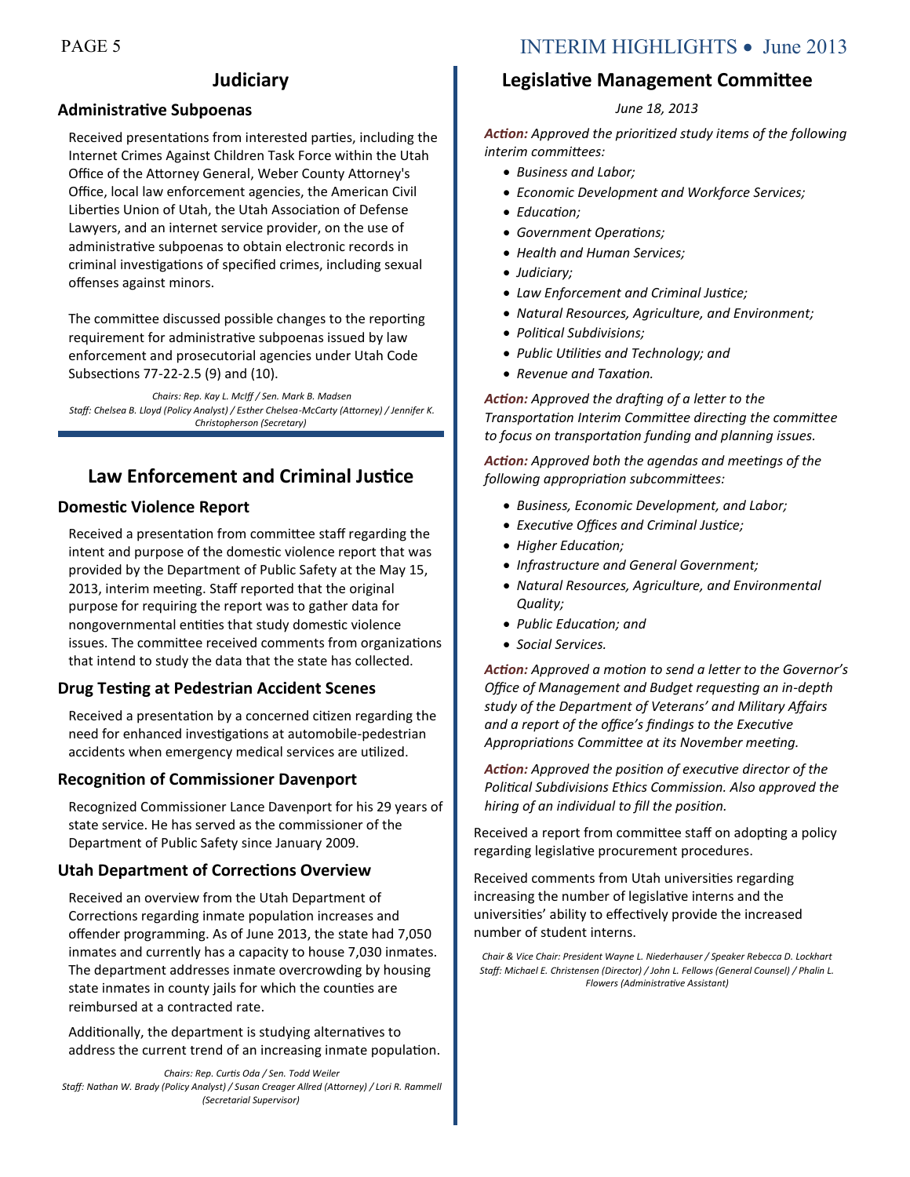## Judiciary

### Administrative Subpoenas

Received presentations from interested parties, including the Internet Crimes Against Children Task Force within the Utah Office of the Attorney General, Weber County Attorney's Office, local law enforcement agencies, the American Civil Liberties Union of Utah, the Utah Association of Defense Lawyers, and an internet service provider, on the use of administrative subpoenas to obtain electronic records in criminal investigations of specified crimes, including sexual offenses against minors.

The committee discussed possible changes to the reporting requirement for administrative subpoenas issued by law enforcement and prosecutorial agencies under Utah Code Subsections 77-22-2.5 (9) and (10).

*Chairs: Rep. Kay L. McIff / Sen. Mark B. Madsen*
*Staff: Chelsea B. Lloyd (Policy Analyst) / Esther Chelsea-McCarty (Attorney) / Jennifer K. Christopherson (Secretary)*

## Law Enforcement and Criminal Justice

### Domestic Violence Report

Received a presentation from committee staff regarding the intent and purpose of the domestic violence report that was provided by the Department of Public Safety at the May 15, 2013, interim meeting. Staff reported that the original purpose for requiring the report was to gather data for nongovernmental entities that study domestic violence issues. The committee received comments from organizations that intend to study the data that the state has collected.

### Drug Testing at Pedestrian Accident Scenes

Received a presentation by a concerned citizen regarding the need for enhanced investigations at automobile-pedestrian accidents when emergency medical services are utilized.

### Recognition of Commissioner Davenport

Recognized Commissioner Lance Davenport for his 29 years of state service. He has served as the commissioner of the Department of Public Safety since January 2009.

### Utah Department of Corrections Overview

Received an overview from the Utah Department of Corrections regarding inmate population increases and offender programming. As of June 2013, the state had 7,050 inmates and currently has a capacity to house 7,030 inmates. The department addresses inmate overcrowding by housing state inmates in county jails for which the counties are reimbursed at a contracted rate.

Additionally, the department is studying alternatives to address the current trend of an increasing inmate population.

*Chairs: Rep. Curtis Oda / Sen. Todd Weiler*
*Staff: Nathan W. Brady (Policy Analyst) / Susan Creager Allred (Attorney) / Lori R. Rammell (Secretarial Supervisor)*

## Legislative Management Committee

*June 18, 2013*

***Action:*** *Approved the prioritized study items of the following interim committees:*

- *Business and Labor;*
- *Economic Development and Workforce Services;*
- *Education;*
- *Government Operations;*
- *Health and Human Services;*
- *Judiciary;*
- *Law Enforcement and Criminal Justice;*
- *Natural Resources, Agriculture, and Environment;*
- *Political Subdivisions;*
- *Public Utilities and Technology; and*
- *Revenue and Taxation.*

***Action:*** *Approved the drafting of a letter to the Transportation Interim Committee directing the committee to focus on transportation funding and planning issues.*

***Action:*** *Approved both the agendas and meetings of the following appropriation subcommittees:*

- *Business, Economic Development, and Labor;*
- *Executive Offices and Criminal Justice;*
- *Higher Education;*
- *Infrastructure and General Government;*
- *Natural Resources, Agriculture, and Environmental Quality;*
- *Public Education; and*
- *Social Services.*

***Action:*** *Approved a motion to send a letter to the Governor's Office of Management and Budget requesting an in-depth study of the Department of Veterans' and Military Affairs and a report of the office's findings to the Executive Appropriations Committee at its November meeting.*

***Action:*** *Approved the position of executive director of the Political Subdivisions Ethics Commission. Also approved the hiring of an individual to fill the position.*

Received a report from committee staff on adopting a policy regarding legislative procurement procedures.

Received comments from Utah universities regarding increasing the number of legislative interns and the universities' ability to effectively provide the increased number of student interns.

*Chair & Vice Chair: President Wayne L. Niederhauser / Speaker Rebecca D. Lockhart*
*Staff: Michael E. Christensen (Director) / John L. Fellows (General Counsel) / Phalin L. Flowers (Administrative Assistant)*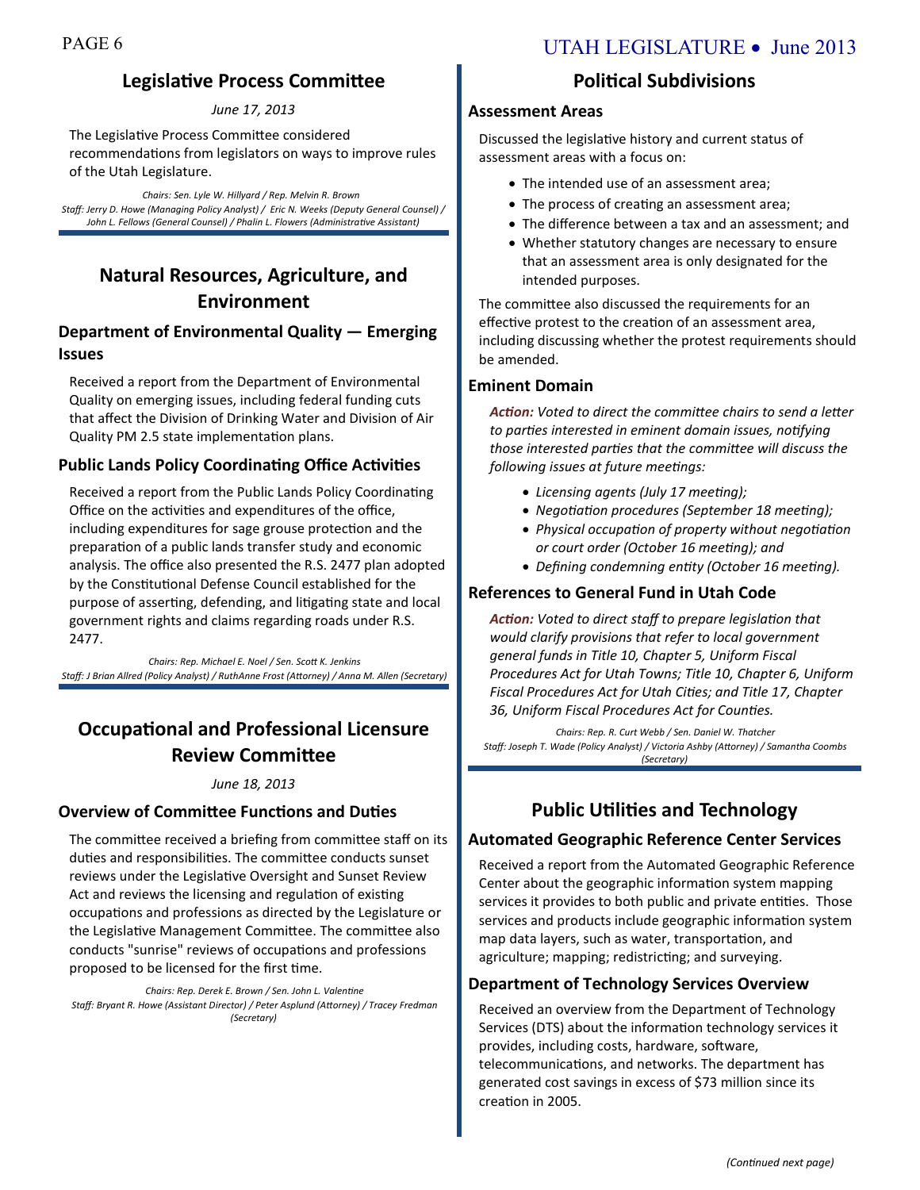## Legislative Process Committee

*June 17, 2013*

The Legislative Process Committee considered recommendations from legislators on ways to improve rules of the Utah Legislature.

*Chairs: Sen. Lyle W. Hillyard / Rep. Melvin R. Brown*
*Staff: Jerry D. Howe (Managing Policy Analyst) / Eric N. Weeks (Deputy General Counsel) / John L. Fellows (General Counsel) / Phalin L. Flowers (Administrative Assistant)*

## Natural Resources, Agriculture, and Environment

### Department of Environmental Quality — Emerging Issues

Received a report from the Department of Environmental Quality on emerging issues, including federal funding cuts that affect the Division of Drinking Water and Division of Air Quality PM 2.5 state implementation plans.

### Public Lands Policy Coordinating Office Activities

Received a report from the Public Lands Policy Coordinating Office on the activities and expenditures of the office, including expenditures for sage grouse protection and the preparation of a public lands transfer study and economic analysis. The office also presented the R.S. 2477 plan adopted by the Constitutional Defense Council established for the purpose of asserting, defending, and litigating state and local government rights and claims regarding roads under R.S. 2477.

*Chairs: Rep. Michael E. Noel / Sen. Scott K. Jenkins*
*Staff: J Brian Allred (Policy Analyst) / RuthAnne Frost (Attorney) / Anna M. Allen (Secretary)*

## Occupational and Professional Licensure Review Committee

*June 18, 2013*

### Overview of Committee Functions and Duties

The committee received a briefing from committee staff on its duties and responsibilities. The committee conducts sunset reviews under the Legislative Oversight and Sunset Review Act and reviews the licensing and regulation of existing occupations and professions as directed by the Legislature or the Legislative Management Committee. The committee also conducts "sunrise" reviews of occupations and professions proposed to be licensed for the first time.

*Chairs: Rep. Derek E. Brown / Sen. John L. Valentine*
*Staff: Bryant R. Howe (Assistant Director) / Peter Asplund (Attorney) / Tracey Fredman (Secretary)*

## Political Subdivisions

### Assessment Areas

Discussed the legislative history and current status of assessment areas with a focus on:

- The intended use of an assessment area;
- The process of creating an assessment area;
- The difference between a tax and an assessment; and
- Whether statutory changes are necessary to ensure that an assessment area is only designated for the intended purposes.

The committee also discussed the requirements for an effective protest to the creation of an assessment area, including discussing whether the protest requirements should be amended.

### Eminent Domain

***Action:*** *Voted to direct the committee chairs to send a letter to parties interested in eminent domain issues, notifying those interested parties that the committee will discuss the following issues at future meetings:*

- *Licensing agents (July 17 meeting);*
- *Negotiation procedures (September 18 meeting);*
- *Physical occupation of property without negotiation or court order (October 16 meeting); and*
- *Defining condemning entity (October 16 meeting).*

### References to General Fund in Utah Code

***Action:*** *Voted to direct staff to prepare legislation that would clarify provisions that refer to local government general funds in Title 10, Chapter 5, Uniform Fiscal Procedures Act for Utah Towns; Title 10, Chapter 6, Uniform Fiscal Procedures Act for Utah Cities; and Title 17, Chapter 36, Uniform Fiscal Procedures Act for Counties.*

*Chairs: Rep. R. Curt Webb / Sen. Daniel W. Thatcher*
*Staff: Joseph T. Wade (Policy Analyst) / Victoria Ashby (Attorney) / Samantha Coombs (Secretary)*

## Public Utilities and Technology

### Automated Geographic Reference Center Services

Received a report from the Automated Geographic Reference Center about the geographic information system mapping services it provides to both public and private entities. Those services and products include geographic information system map data layers, such as water, transportation, and agriculture; mapping; redistricting; and surveying.

### Department of Technology Services Overview

Received an overview from the Department of Technology Services (DTS) about the information technology services it provides, including costs, hardware, software, telecommunications, and networks. The department has generated cost savings in excess of $73 million since its creation in 2005.

*(Continued next page)*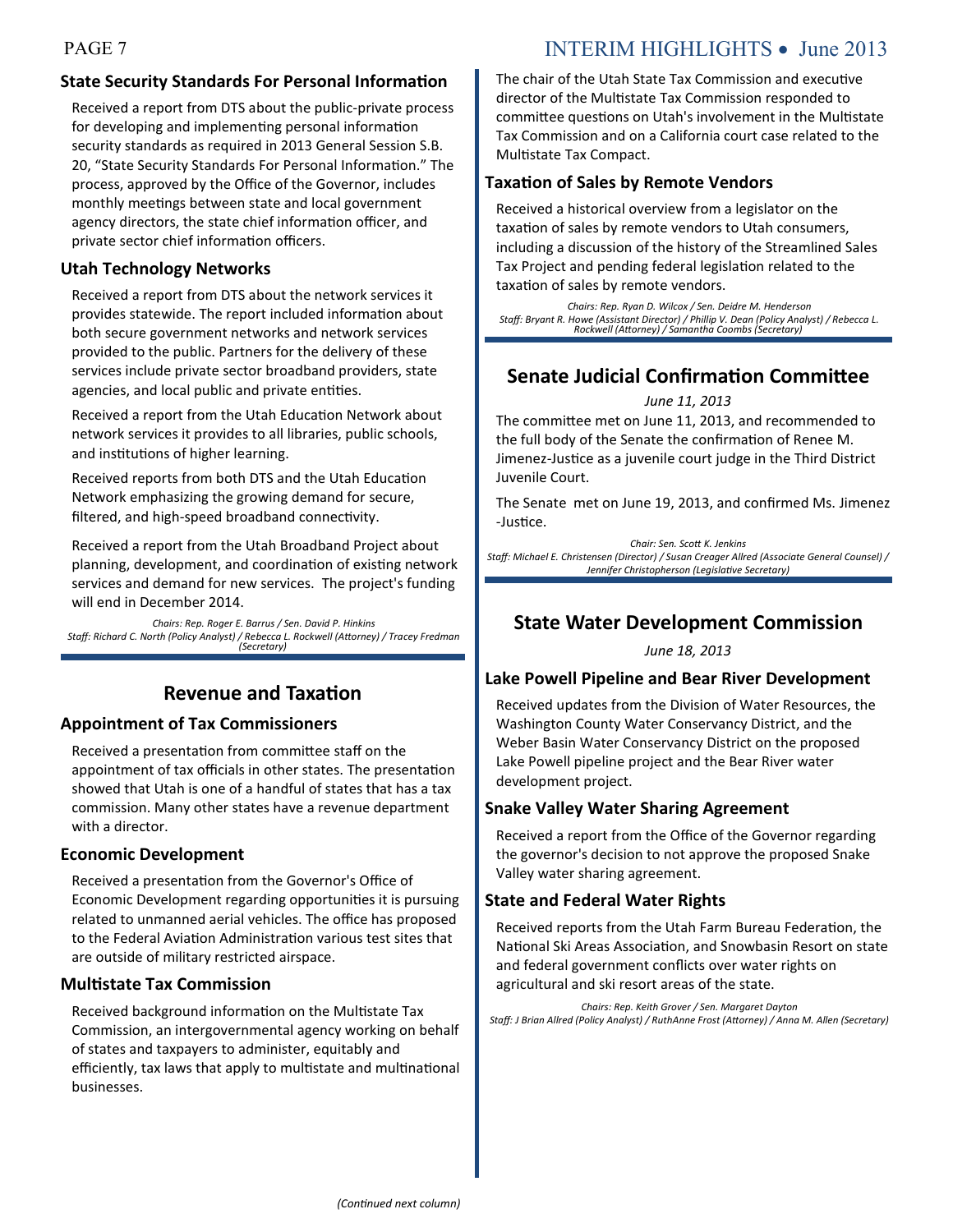### State Security Standards For Personal Information

Received a report from DTS about the public-private process for developing and implementing personal information security standards as required in 2013 General Session S.B. 20, "State Security Standards For Personal Information." The process, approved by the Office of the Governor, includes monthly meetings between state and local government agency directors, the state chief information officer, and private sector chief information officers.

### Utah Technology Networks

Received a report from DTS about the network services it provides statewide. The report included information about both secure government networks and network services provided to the public. Partners for the delivery of these services include private sector broadband providers, state agencies, and local public and private entities.

Received a report from the Utah Education Network about network services it provides to all libraries, public schools, and institutions of higher learning.

Received reports from both DTS and the Utah Education Network emphasizing the growing demand for secure, filtered, and high-speed broadband connectivity.

Received a report from the Utah Broadband Project about planning, development, and coordination of existing network services and demand for new services. The project's funding will end in December 2014.

*Chairs: Rep. Roger E. Barrus / Sen. David P. Hinkins*
*Staff: Richard C. North (Policy Analyst) / Rebecca L. Rockwell (Attorney) / Tracey Fredman (Secretary)*

## Revenue and Taxation

### Appointment of Tax Commissioners

Received a presentation from committee staff on the appointment of tax officials in other states. The presentation showed that Utah is one of a handful of states that has a tax commission. Many other states have a revenue department with a director.

### Economic Development

Received a presentation from the Governor's Office of Economic Development regarding opportunities it is pursuing related to unmanned aerial vehicles. The office has proposed to the Federal Aviation Administration various test sites that are outside of military restricted airspace.

### Multistate Tax Commission

Received background information on the Multistate Tax Commission, an intergovernmental agency working on behalf of states and taxpayers to administer, equitably and efficiently, tax laws that apply to multistate and multinational businesses.

*(Continued next column)*

The chair of the Utah State Tax Commission and executive director of the Multistate Tax Commission responded to committee questions on Utah's involvement in the Multistate Tax Commission and on a California court case related to the Multistate Tax Compact.

### Taxation of Sales by Remote Vendors

Received a historical overview from a legislator on the taxation of sales by remote vendors to Utah consumers, including a discussion of the history of the Streamlined Sales Tax Project and pending federal legislation related to the taxation of sales by remote vendors.

*Chairs: Rep. Ryan D. Wilcox / Sen. Deidre M. Henderson*
*Staff: Bryant R. Howe (Assistant Director) / Phillip V. Dean (Policy Analyst) / Rebecca L. Rockwell (Attorney) / Samantha Coombs (Secretary)*

## Senate Judicial Confirmation Committee

*June 11, 2013*

The committee met on June 11, 2013, and recommended to the full body of the Senate the confirmation of Renee M. Jimenez-Justice as a juvenile court judge in the Third District Juvenile Court.

The Senate met on June 19, 2013, and confirmed Ms. Jimenez-Justice.

*Chair: Sen. Scott K. Jenkins*
*Staff: Michael E. Christensen (Director) / Susan Creager Allred (Associate General Counsel) / Jennifer Christopherson (Legislative Secretary)*

## State Water Development Commission

*June 18, 2013*

### Lake Powell Pipeline and Bear River Development

Received updates from the Division of Water Resources, the Washington County Water Conservancy District, and the Weber Basin Water Conservancy District on the proposed Lake Powell pipeline project and the Bear River water development project.

### Snake Valley Water Sharing Agreement

Received a report from the Office of the Governor regarding the governor's decision to not approve the proposed Snake Valley water sharing agreement.

### State and Federal Water Rights

Received reports from the Utah Farm Bureau Federation, the National Ski Areas Association, and Snowbasin Resort on state and federal government conflicts over water rights on agricultural and ski resort areas of the state.

*Chairs: Rep. Keith Grover / Sen. Margaret Dayton*
*Staff: J Brian Allred (Policy Analyst) / RuthAnne Frost (Attorney) / Anna M. Allen (Secretary)*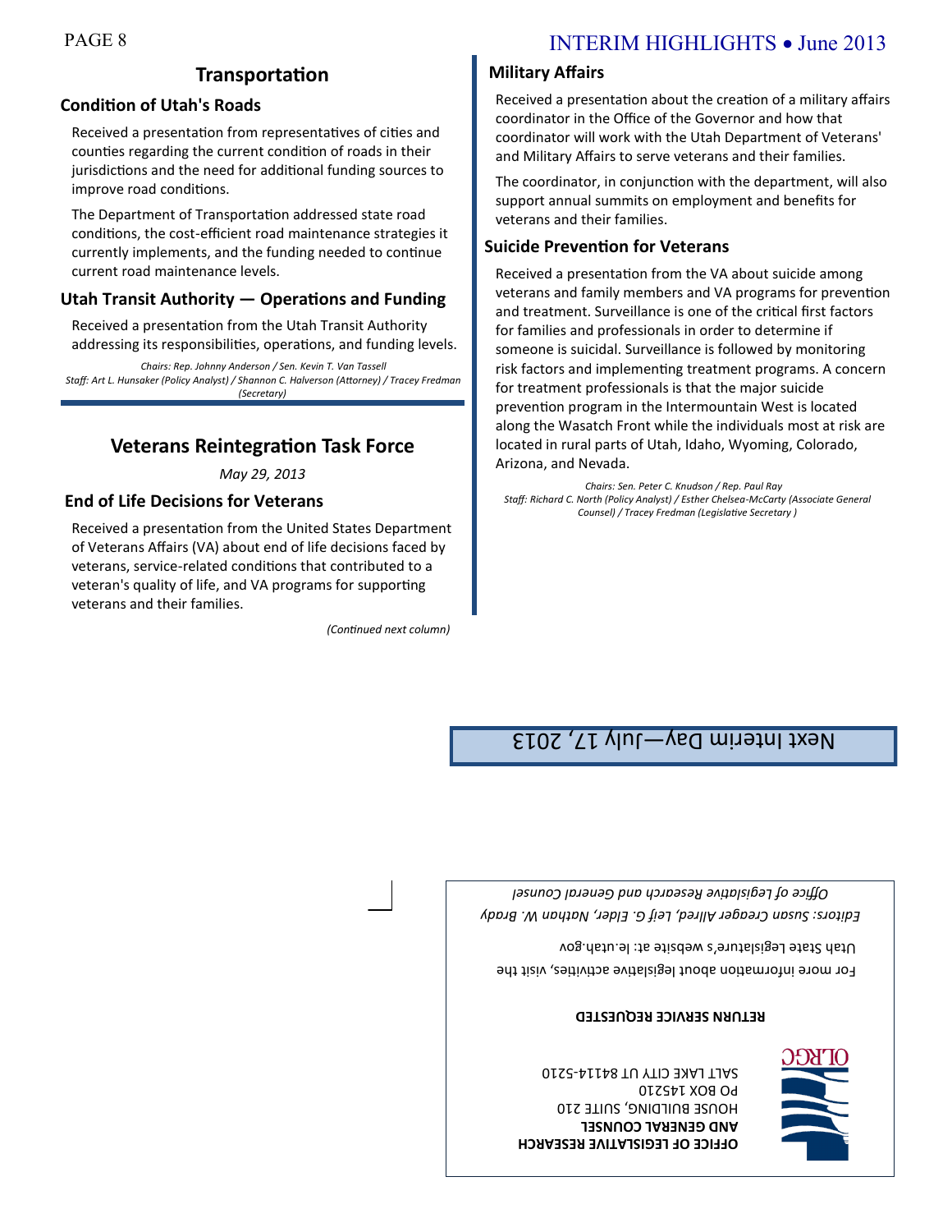## Transportation

### Condition of Utah's Roads

Received a presentation from representatives of cities and counties regarding the current condition of roads in their jurisdictions and the need for additional funding sources to improve road conditions.

The Department of Transportation addressed state road conditions, the cost-efficient road maintenance strategies it currently implements, and the funding needed to continue current road maintenance levels.

### Utah Transit Authority — Operations and Funding

Received a presentation from the Utah Transit Authority addressing its responsibilities, operations, and funding levels.

*Chairs: Rep. Johnny Anderson / Sen. Kevin T. Van Tassell*
*Staff: Art L. Hunsaker (Policy Analyst) / Shannon C. Halverson (Attorney) / Tracey Fredman (Secretary)*

## Veterans Reintegration Task Force

*May 29, 2013*

### End of Life Decisions for Veterans

Received a presentation from the United States Department of Veterans Affairs (VA) about end of life decisions faced by veterans, service-related conditions that contributed to a veteran's quality of life, and VA programs for supporting veterans and their families.

### Military Affairs

Received a presentation about the creation of a military affairs coordinator in the Office of the Governor and how that coordinator will work with the Utah Department of Veterans' and Military Affairs to serve veterans and their families.

The coordinator, in conjunction with the department, will also support annual summits on employment and benefits for veterans and their families.

### Suicide Prevention for Veterans

Received a presentation from the VA about suicide among veterans and family members and VA programs for prevention and treatment. Surveillance is one of the critical first factors for families and professionals in order to determine if someone is suicidal. Surveillance is followed by monitoring risk factors and implementing treatment programs. A concern for treatment professionals is that the major suicide prevention program in the Intermountain West is located along the Wasatch Front while the individuals most at risk are located in rural parts of Utah, Idaho, Wyoming, Colorado, Arizona, and Nevada.

*Chairs: Sen. Peter C. Knudson / Rep. Paul Ray*
*Staff: Richard C. North (Policy Analyst) / Esther Chelsea-McCarty (Associate General Counsel) / Tracey Fredman (Legislative Secretary )*

Next Interim Day—July 17, 2013

**OFFICE OF LEGISLATIVE RESEARCH AND GENERAL COUNSEL**
HOUSE BUILDING, SUITE 210
PO BOX 145210
SALT LAKE CITY UT 84114-5210

**RETURN SERVICE REQUESTED**

For more information about legislative activities, visit the Utah State Legislature's website at: le.utah.gov

*Editors: Susan Creager Allred, Leif G. Elder, Nathan W. Brady*
*Office of Legislative Research and General Counsel*